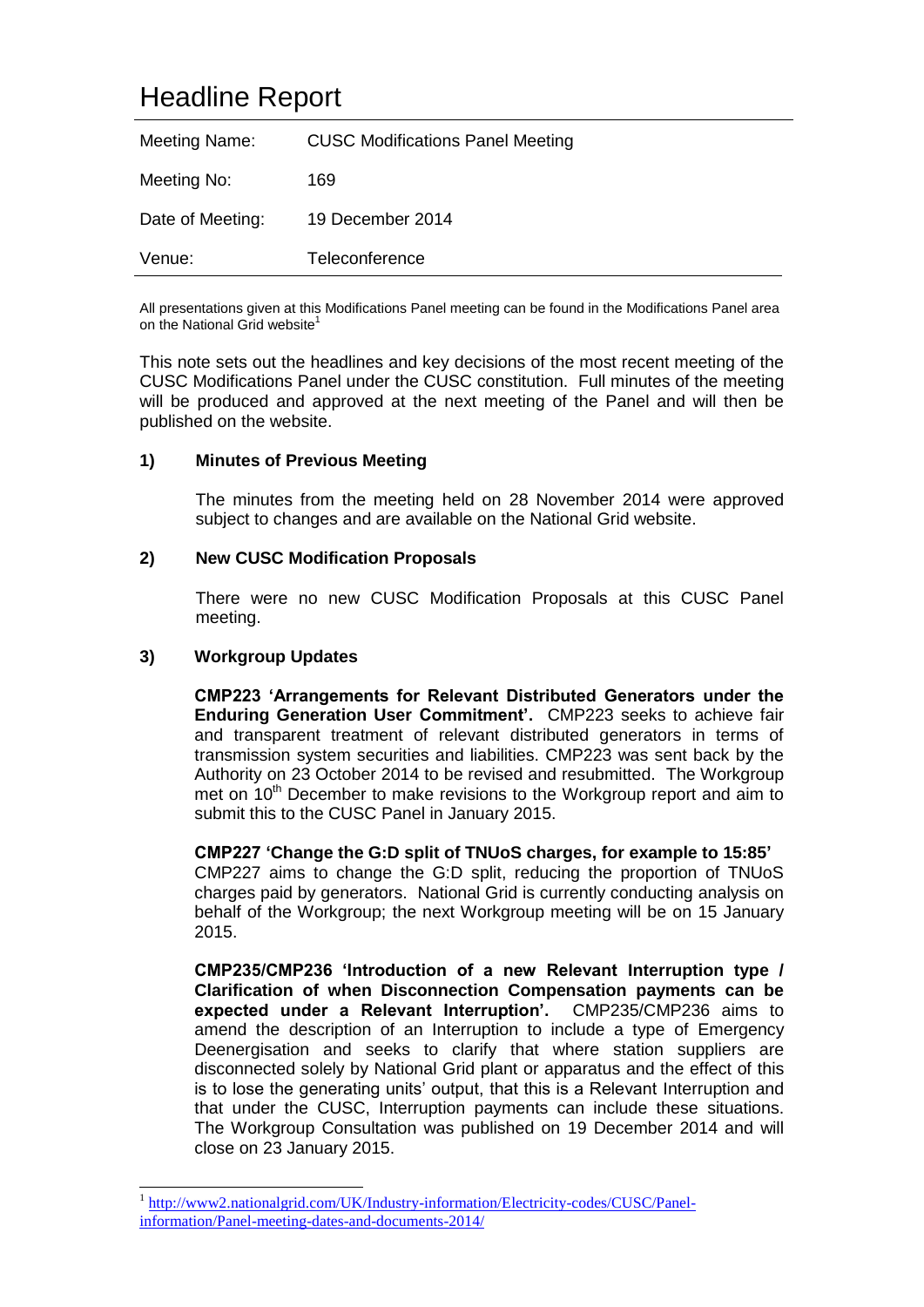# Headline Report

| Meeting Name: | CUSC Modifications Panel Meeting |
|---|---|
| Meeting No: | 169 |
| Date of Meeting: | 19 December 2014 |
| Venue: | Teleconference |

All presentations given at this Modifications Panel meeting can be found in the Modifications Panel area on the National Grid website[1]

This note sets out the headlines and key decisions of the most recent meeting of the CUSC Modifications Panel under the CUSC constitution. Full minutes of the meeting will be produced and approved at the next meeting of the Panel and will then be published on the website.

## 1) Minutes of Previous Meeting

The minutes from the meeting held on 28 November 2014 were approved subject to changes and are available on the National Grid website.

## 2) New CUSC Modification Proposals

There were no new CUSC Modification Proposals at this CUSC Panel meeting.

## 3) Workgroup Updates

**CMP223 'Arrangements for Relevant Distributed Generators under the Enduring Generation User Commitment'.** CMP223 seeks to achieve fair and transparent treatment of relevant distributed generators in terms of transmission system securities and liabilities. CMP223 was sent back by the Authority on 23 October 2014 to be revised and resubmitted. The Workgroup met on 10th December to make revisions to the Workgroup report and aim to submit this to the CUSC Panel in January 2015.

**CMP227 'Change the G:D split of TNUoS charges, for example to 15:85'**
CMP227 aims to change the G:D split, reducing the proportion of TNUoS charges paid by generators. National Grid is currently conducting analysis on behalf of the Workgroup; the next Workgroup meeting will be on 15 January 2015.

**CMP235/CMP236 'Introduction of a new Relevant Interruption type / Clarification of when Disconnection Compensation payments can be expected under a Relevant Interruption'.** CMP235/CMP236 aims to amend the description of an Interruption to include a type of Emergency Deenergisation and seeks to clarify that where station suppliers are disconnected solely by National Grid plant or apparatus and the effect of this is to lose the generating units' output, that this is a Relevant Interruption and that under the CUSC, Interruption payments can include these situations. The Workgroup Consultation was published on 19 December 2014 and will close on 23 January 2015.

---

[1] http://www2.nationalgrid.com/UK/Industry-information/Electricity-codes/CUSC/Panel-information/Panel-meeting-dates-and-documents-2014/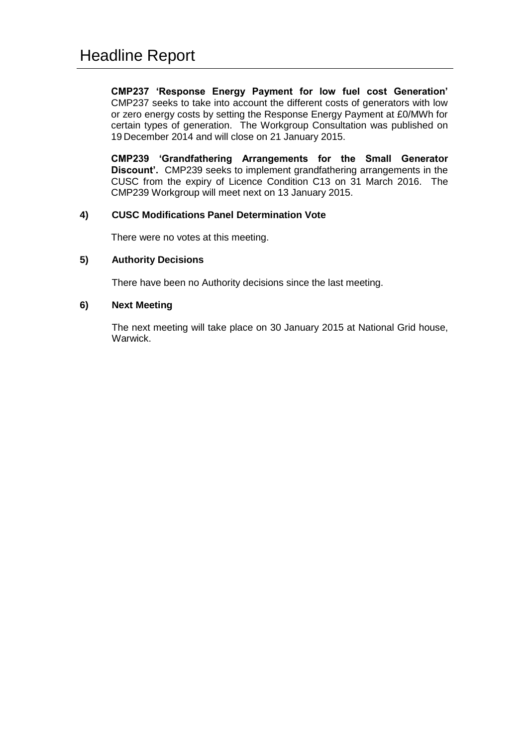# Headline Report

**CMP237 'Response Energy Payment for low fuel cost Generation'** CMP237 seeks to take into account the different costs of generators with low or zero energy costs by setting the Response Energy Payment at £0/MWh for certain types of generation. The Workgroup Consultation was published on 19 December 2014 and will close on 21 January 2015.

**CMP239 'Grandfathering Arrangements for the Small Generator Discount'.** CMP239 seeks to implement grandfathering arrangements in the CUSC from the expiry of Licence Condition C13 on 31 March 2016. The CMP239 Workgroup will meet next on 13 January 2015.

## 4) CUSC Modifications Panel Determination Vote

There were no votes at this meeting.

## 5) Authority Decisions

There have been no Authority decisions since the last meeting.

## 6) Next Meeting

The next meeting will take place on 30 January 2015 at National Grid house, Warwick.